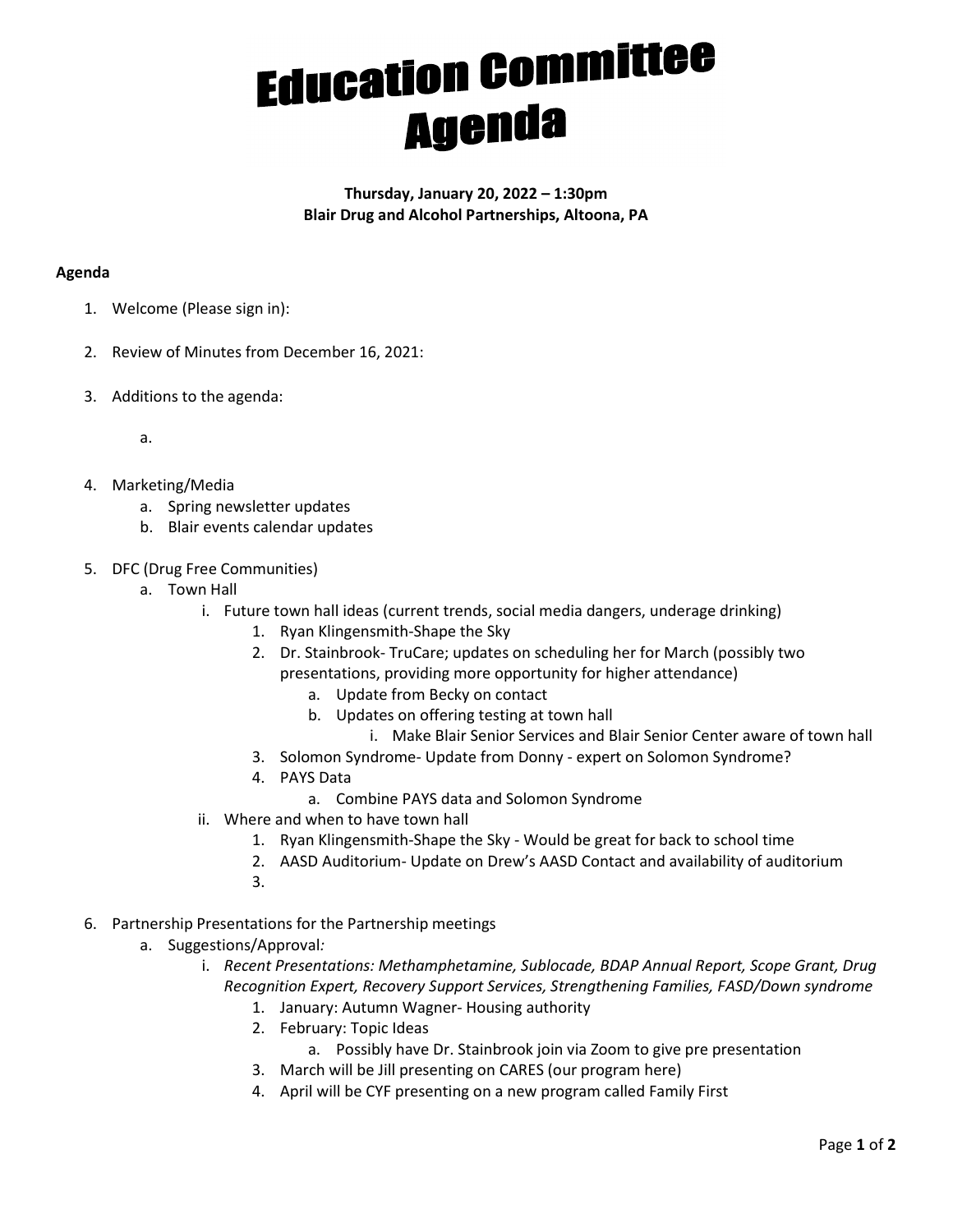# Education Committee Agenda

**Thursday, January 20, 2022 – 1:30pm**
**Blair Drug and Alcohol Partnerships, Altoona, PA**

**Agenda**

1. Welcome (Please sign in):

2. Review of Minutes from December 16, 2021:

3. Additions to the agenda:

    a.

4. Marketing/Media
    a. Spring newsletter updates
    b. Blair events calendar updates

5. DFC (Drug Free Communities)
    a. Town Hall
        i. Future town hall ideas (current trends, social media dangers, underage drinking)
            1. Ryan Klingensmith-Shape the Sky
            2. Dr. Stainbrook- TruCare; updates on scheduling her for March (possibly two presentations, providing more opportunity for higher attendance)
                a. Update from Becky on contact
                b. Updates on offering testing at town hall
                    i. Make Blair Senior Services and Blair Senior Center aware of town hall
            3. Solomon Syndrome- Update from Donny - expert on Solomon Syndrome?
            4. PAYS Data
                a. Combine PAYS data and Solomon Syndrome
        ii. Where and when to have town hall
            1. Ryan Klingensmith-Shape the Sky - Would be great for back to school time
            2. AASD Auditorium- Update on Drew's AASD Contact and availability of auditorium
            3.

6. Partnership Presentations for the Partnership meetings
    a. Suggestions/Approval*:*
        i. *Recent Presentations: Methamphetamine, Sublocade, BDAP Annual Report, Scope Grant, Drug Recognition Expert, Recovery Support Services, Strengthening Families, FASD/Down syndrome*
            1. January: Autumn Wagner- Housing authority
            2. February: Topic Ideas
                a. Possibly have Dr. Stainbrook join via Zoom to give pre presentation
            3. March will be Jill presenting on CARES (our program here)
            4. April will be CYF presenting on a new program called Family First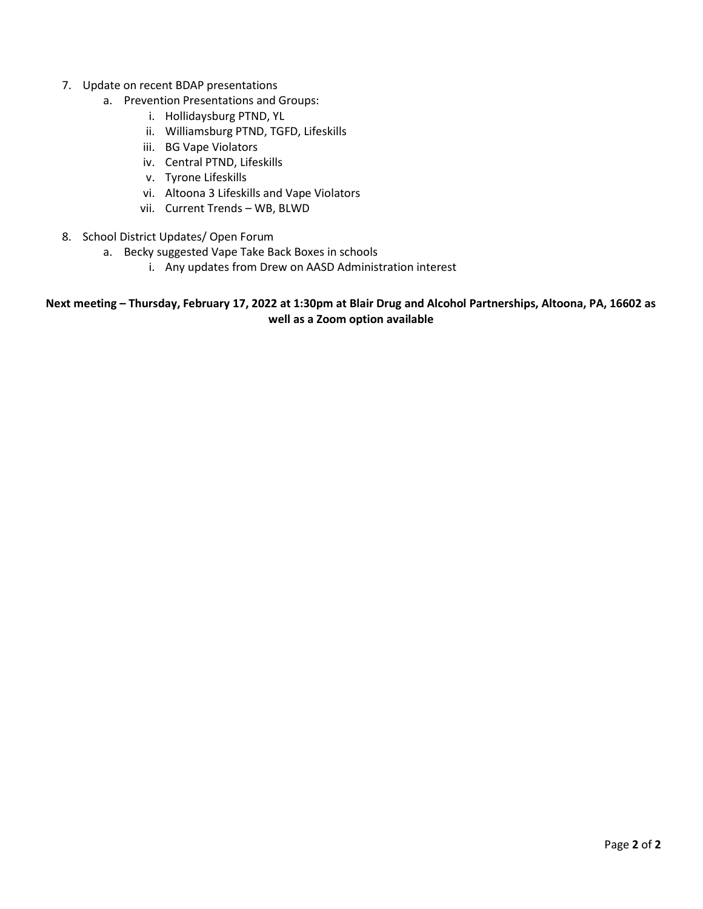7. Update on recent BDAP presentations
    a. Prevention Presentations and Groups:
        i. Hollidaysburg PTND, YL
        ii. Williamsburg PTND, TGFD, Lifeskills
        iii. BG Vape Violators
        iv. Central PTND, Lifeskills
        v. Tyrone Lifeskills
        vi. Altoona 3 Lifeskills and Vape Violators
        vii. Current Trends – WB, BLWD
8. School District Updates/ Open Forum
    a. Becky suggested Vape Take Back Boxes in schools
        i. Any updates from Drew on AASD Administration interest

**Next meeting – Thursday, February 17, 2022 at 1:30pm at Blair Drug and Alcohol Partnerships, Altoona, PA, 16602 as well as a Zoom option available**